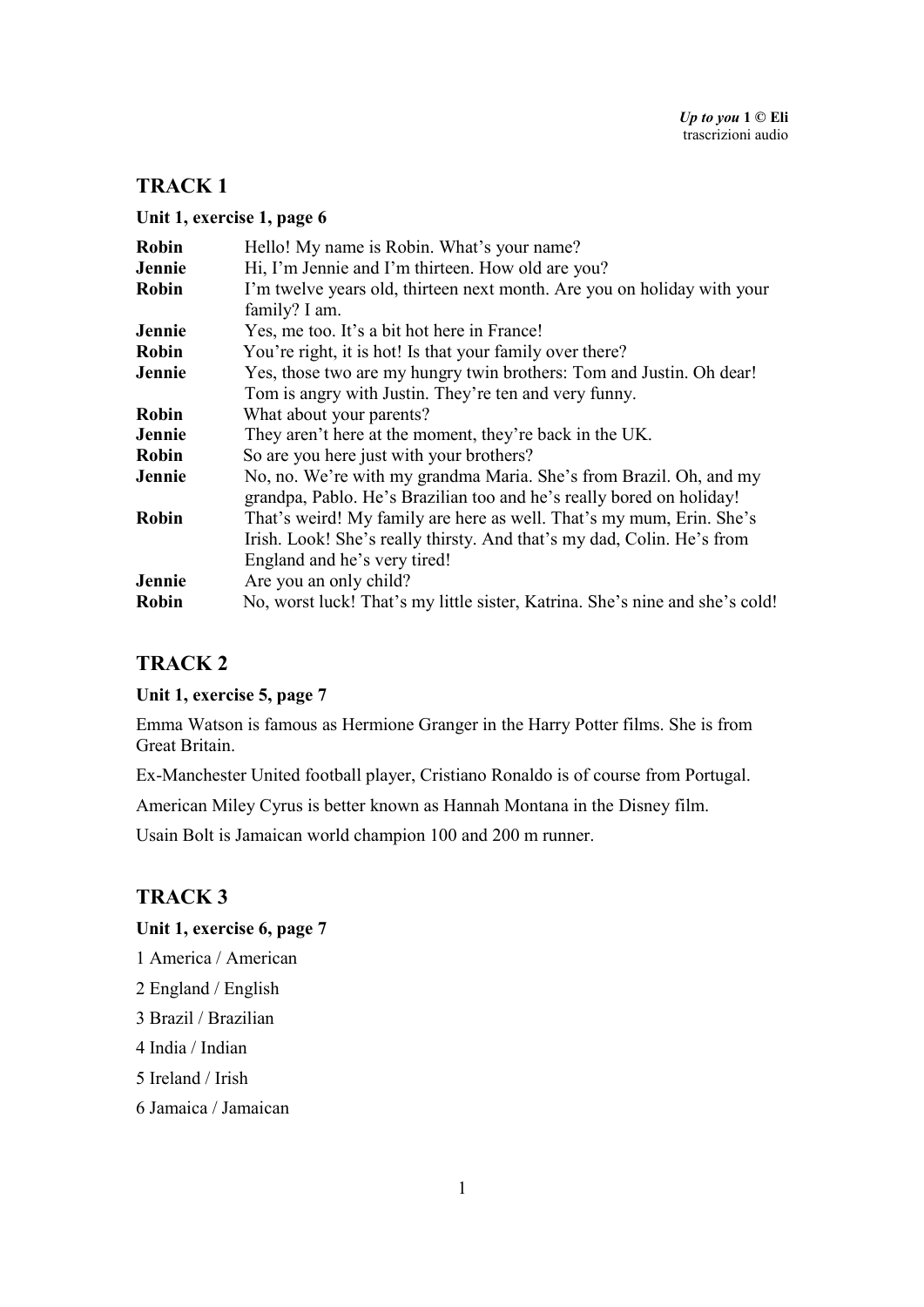## TRACK 1

**Unit 1, exercise 1, page 6**

| | |
|---|---|
| **Robin** | Hello! My name is Robin. What's your name? |
| **Jennie** | Hi, I'm Jennie and I'm thirteen. How old are you? |
| **Robin** | I'm twelve years old, thirteen next month. Are you on holiday with your family? I am. |
| **Jennie** | Yes, me too. It's a bit hot here in France! |
| **Robin** | You're right, it is hot! Is that your family over there? |
| **Jennie** | Yes, those two are my hungry twin brothers: Tom and Justin. Oh dear! Tom is angry with Justin. They're ten and very funny. |
| **Robin** | What about your parents? |
| **Jennie** | They aren't here at the moment, they're back in the UK. |
| **Robin** | So are you here just with your brothers? |
| **Jennie** | No, no. We're with my grandma Maria. She's from Brazil. Oh, and my grandpa, Pablo. He's Brazilian too and he's really bored on holiday! |
| **Robin** | That's weird! My family are here as well. That's my mum, Erin. She's Irish. Look! She's really thirsty. And that's my dad, Colin. He's from England and he's very tired! |
| **Jennie** | Are you an only child? |
| **Robin** | No, worst luck! That's my little sister, Katrina. She's nine and she's cold! |

## TRACK 2

**Unit 1, exercise 5, page 7**

Emma Watson is famous as Hermione Granger in the Harry Potter films. She is from Great Britain.

Ex-Manchester United football player, Cristiano Ronaldo is of course from Portugal.

American Miley Cyrus is better known as Hannah Montana in the Disney film.

Usain Bolt is Jamaican world champion 100 and 200 m runner.

## TRACK 3

**Unit 1, exercise 6, page 7**

1 America / American

2 England / English

3 Brazil / Brazilian

4 India / Indian

5 Ireland / Irish

6 Jamaica / Jamaican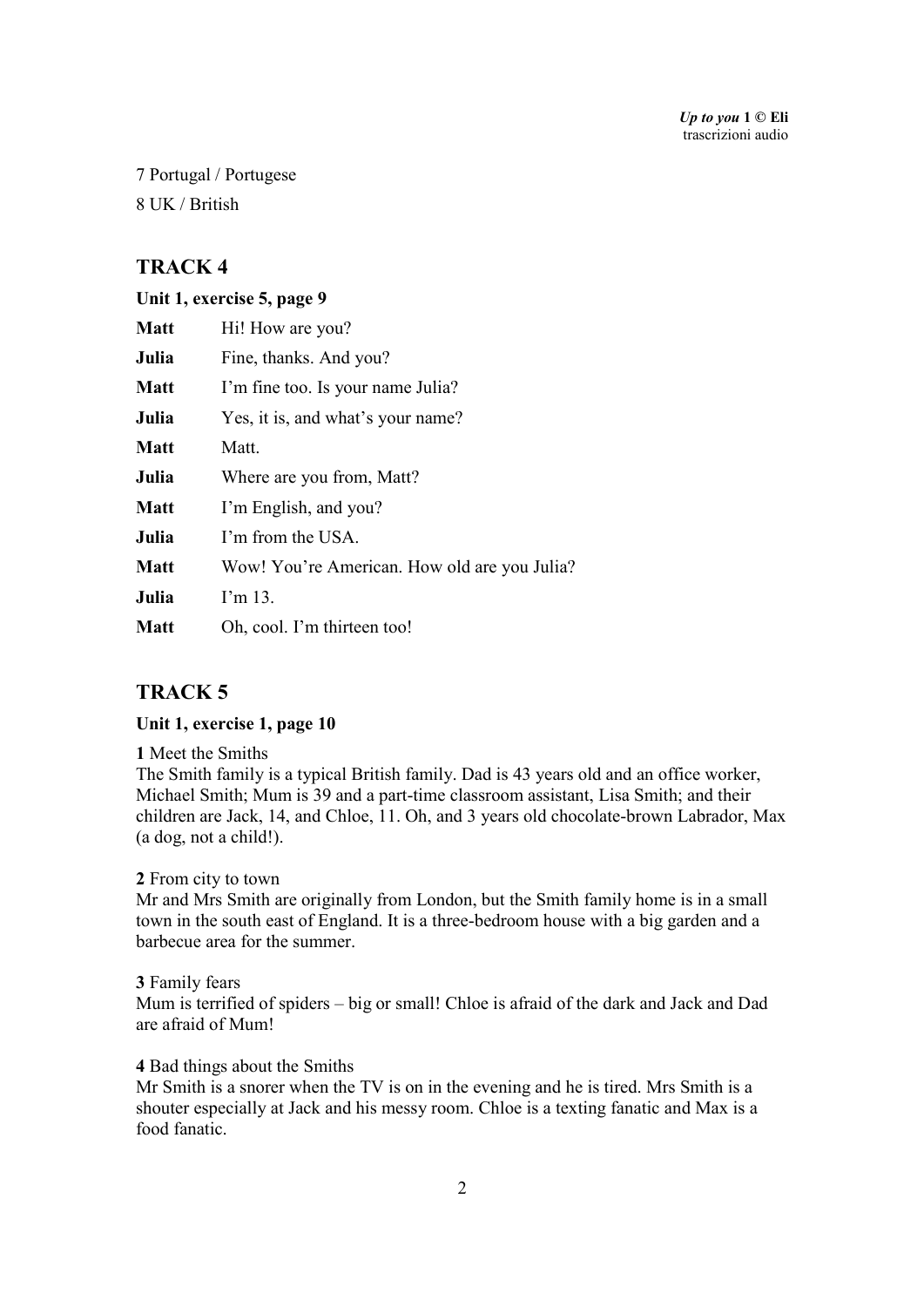7 Portugal / Portugese

8 UK / British

## TRACK 4

**Unit 1, exercise 5, page 9**

| | |
|---|---|
| **Matt** | Hi! How are you? |
| **Julia** | Fine, thanks. And you? |
| **Matt** | I'm fine too. Is your name Julia? |
| **Julia** | Yes, it is, and what's your name? |
| **Matt** | Matt. |
| **Julia** | Where are you from, Matt? |
| **Matt** | I'm English, and you? |
| **Julia** | I'm from the USA. |
| **Matt** | Wow! You're American. How old are you Julia? |
| **Julia** | I'm 13. |
| **Matt** | Oh, cool. I'm thirteen too! |

## TRACK 5

**Unit 1, exercise 1, page 10**

**1** Meet the Smiths
The Smith family is a typical British family. Dad is 43 years old and an office worker, Michael Smith; Mum is 39 and a part-time classroom assistant, Lisa Smith; and their children are Jack, 14, and Chloe, 11. Oh, and 3 years old chocolate-brown Labrador, Max (a dog, not a child!).

**2** From city to town
Mr and Mrs Smith are originally from London, but the Smith family home is in a small town in the south east of England. It is a three-bedroom house with a big garden and a barbecue area for the summer.

**3** Family fears
Mum is terrified of spiders – big or small! Chloe is afraid of the dark and Jack and Dad are afraid of Mum!

**4** Bad things about the Smiths
Mr Smith is a snorer when the TV is on in the evening and he is tired. Mrs Smith is a shouter especially at Jack and his messy room. Chloe is a texting fanatic and Max is a food fanatic.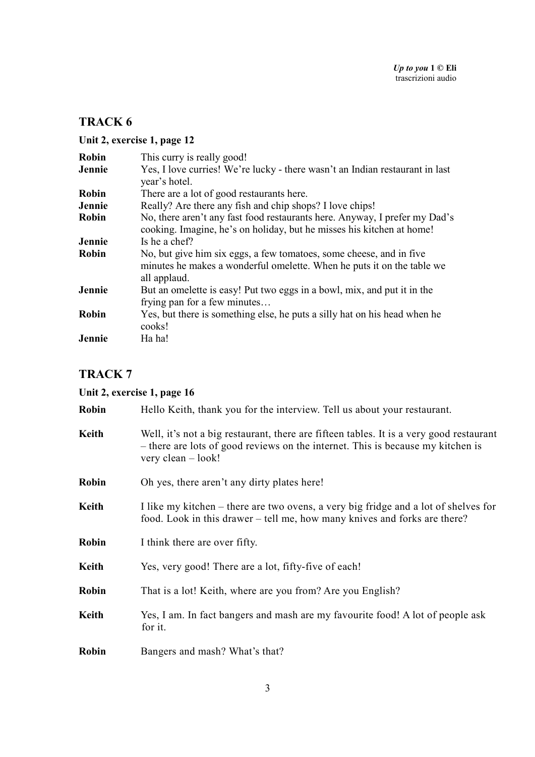## TRACK 6

### Unit 2, exercise 1, page 12

**Robin** This curry is really good!

**Jennie** Yes, I love curries! We're lucky - there wasn't an Indian restaurant in last year's hotel.

**Robin** There are a lot of good restaurants here.

**Jennie** Really? Are there any fish and chip shops? I love chips!

**Robin** No, there aren't any fast food restaurants here. Anyway, I prefer my Dad's cooking. Imagine, he's on holiday, but he misses his kitchen at home!

**Jennie** Is he a chef?

**Robin** No, but give him six eggs, a few tomatoes, some cheese, and in five minutes he makes a wonderful omelette. When he puts it on the table we all applaud.

**Jennie** But an omelette is easy! Put two eggs in a bowl, mix, and put it in the frying pan for a few minutes…

**Robin** Yes, but there is something else, he puts a silly hat on his head when he cooks!

**Jennie** Ha ha!

## TRACK 7

### Unit 2, exercise 1, page 16

**Robin** Hello Keith, thank you for the interview. Tell us about your restaurant.

**Keith** Well, it's not a big restaurant, there are fifteen tables. It is a very good restaurant – there are lots of good reviews on the internet. This is because my kitchen is very clean – look!

**Robin** Oh yes, there aren't any dirty plates here!

**Keith** I like my kitchen – there are two ovens, a very big fridge and a lot of shelves for food. Look in this drawer – tell me, how many knives and forks are there?

**Robin** I think there are over fifty.

**Keith** Yes, very good! There are a lot, fifty-five of each!

**Robin** That is a lot! Keith, where are you from? Are you English?

**Keith** Yes, I am. In fact bangers and mash are my favourite food! A lot of people ask for it.

**Robin** Bangers and mash? What's that?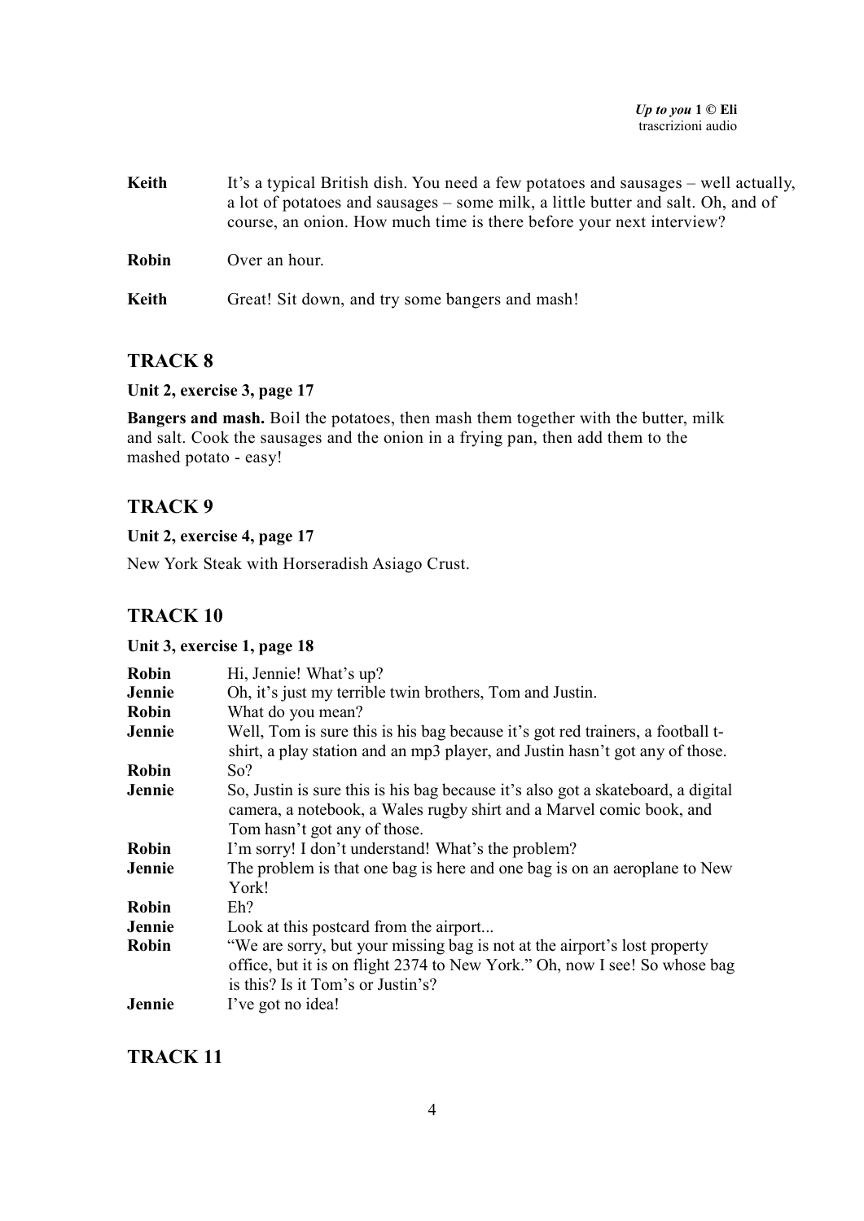**Keith** It's a typical British dish. You need a few potatoes and sausages – well actually, a lot of potatoes and sausages – some milk, a little butter and salt. Oh, and of course, an onion. How much time is there before your next interview?

**Robin** Over an hour.

**Keith** Great! Sit down, and try some bangers and mash!

## TRACK 8

**Unit 2, exercise 3, page 17**

**Bangers and mash.** Boil the potatoes, then mash them together with the butter, milk and salt. Cook the sausages and the onion in a frying pan, then add them to the mashed potato - easy!

## TRACK 9

**Unit 2, exercise 4, page 17**

New York Steak with Horseradish Asiago Crust.

## TRACK 10

**Unit 3, exercise 1, page 18**

**Robin** Hi, Jennie! What's up?
**Jennie** Oh, it's just my terrible twin brothers, Tom and Justin.
**Robin** What do you mean?
**Jennie** Well, Tom is sure this is his bag because it's got red trainers, a football t-shirt, a play station and an mp3 player, and Justin hasn't got any of those.
**Robin** So?
**Jennie** So, Justin is sure this is his bag because it's also got a skateboard, a digital camera, a notebook, a Wales rugby shirt and a Marvel comic book, and Tom hasn't got any of those.
**Robin** I'm sorry! I don't understand! What's the problem?
**Jennie** The problem is that one bag is here and one bag is on an aeroplane to New York!
**Robin** Eh?
**Jennie** Look at this postcard from the airport...
**Robin** "We are sorry, but your missing bag is not at the airport's lost property office, but it is on flight 2374 to New York." Oh, now I see! So whose bag is this? Is it Tom's or Justin's?
**Jennie** I've got no idea!

## TRACK 11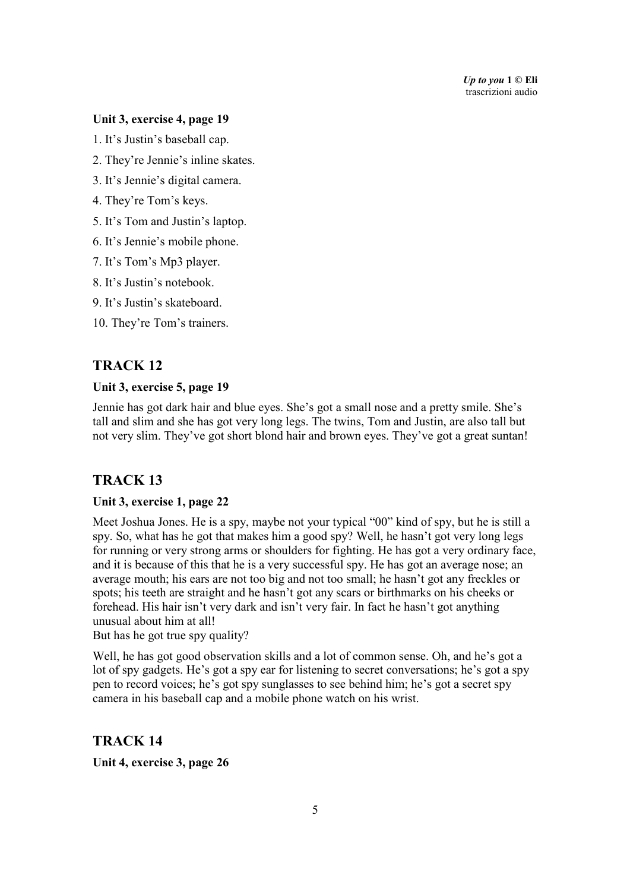**Unit 3, exercise 4, page 19**

1. It’s Justin’s baseball cap.
2. They’re Jennie’s inline skates.
3. It’s Jennie’s digital camera.
4. They’re Tom’s keys.
5. It’s Tom and Justin’s laptop.
6. It’s Jennie’s mobile phone.
7. It’s Tom’s Mp3 player.
8. It’s Justin’s notebook.
9. It’s Justin’s skateboard.
10. They’re Tom’s trainers.

## TRACK 12

**Unit 3, exercise 5, page 19**

Jennie has got dark hair and blue eyes. She’s got a small nose and a pretty smile. She’s tall and slim and she has got very long legs. The twins, Tom and Justin, are also tall but not very slim. They’ve got short blond hair and brown eyes. They’ve got a great suntan!

## TRACK 13

**Unit 3, exercise 1, page 22**

Meet Joshua Jones. He is a spy, maybe not your typical “00” kind of spy, but he is still a spy. So, what has he got that makes him a good spy? Well, he hasn’t got very long legs for running or very strong arms or shoulders for fighting. He has got a very ordinary face, and it is because of this that he is a very successful spy. He has got an average nose; an average mouth; his ears are not too big and not too small; he hasn’t got any freckles or spots; his teeth are straight and he hasn’t got any scars or birthmarks on his cheeks or forehead. His hair isn’t very dark and isn’t very fair. In fact he hasn’t got anything unusual about him at all!
But has he got true spy quality?

Well, he has got good observation skills and a lot of common sense. Oh, and he’s got a lot of spy gadgets. He’s got a spy ear for listening to secret conversations; he’s got a spy pen to record voices; he’s got spy sunglasses to see behind him; he’s got a secret spy camera in his baseball cap and a mobile phone watch on his wrist.

## TRACK 14

**Unit 4, exercise 3, page 26**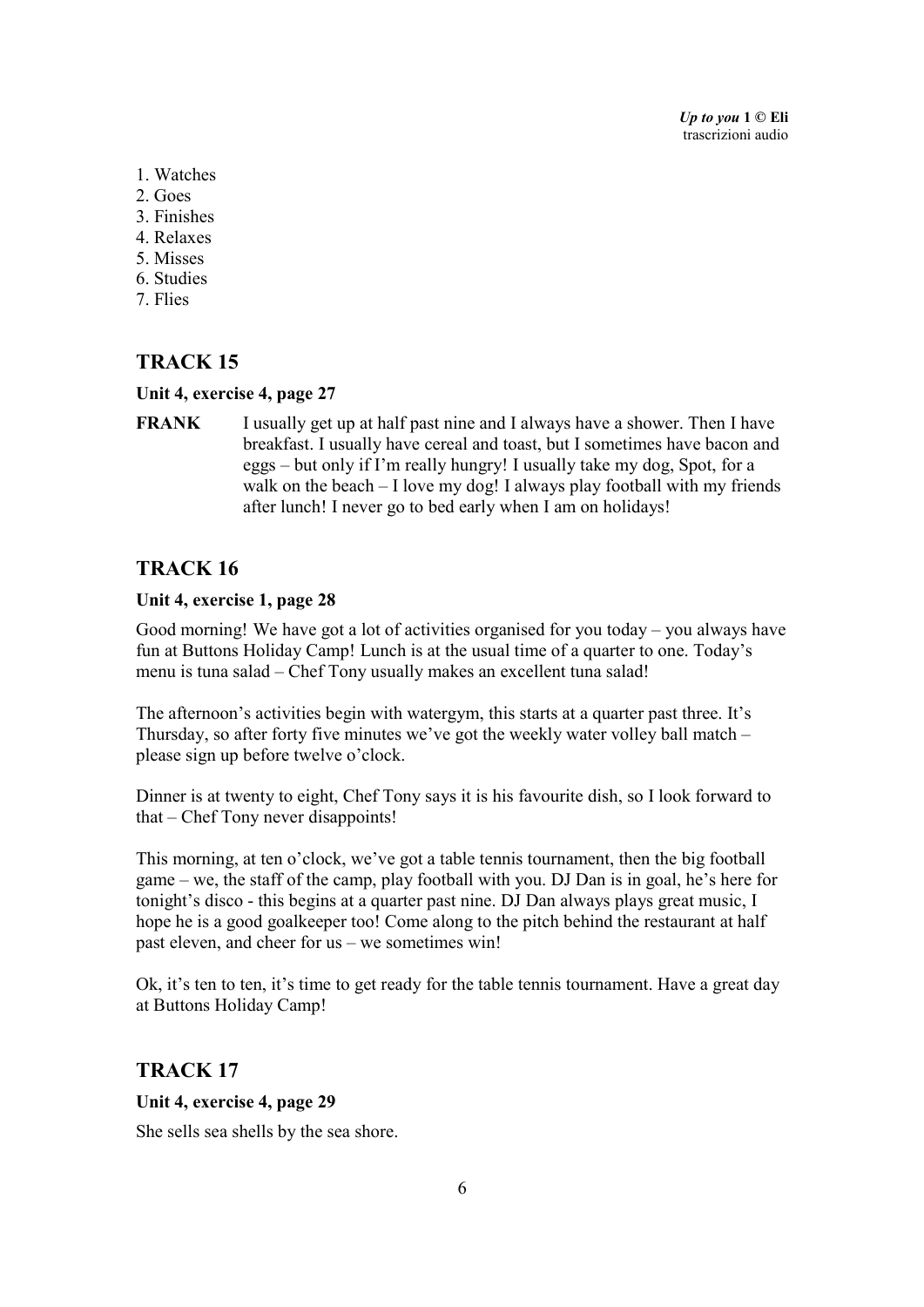1. Watches
2. Goes
3. Finishes
4. Relaxes
5. Misses
6. Studies
7. Flies

## TRACK 15

**Unit 4, exercise 4, page 27**

**FRANK** I usually get up at half past nine and I always have a shower. Then I have breakfast. I usually have cereal and toast, but I sometimes have bacon and eggs – but only if I'm really hungry! I usually take my dog, Spot, for a walk on the beach – I love my dog! I always play football with my friends after lunch! I never go to bed early when I am on holidays!

## TRACK 16

**Unit 4, exercise 1, page 28**

Good morning! We have got a lot of activities organised for you today – you always have fun at Buttons Holiday Camp! Lunch is at the usual time of a quarter to one. Today's menu is tuna salad – Chef Tony usually makes an excellent tuna salad!

The afternoon's activities begin with watergym, this starts at a quarter past three. It's Thursday, so after forty five minutes we've got the weekly water volley ball match – please sign up before twelve o'clock.

Dinner is at twenty to eight, Chef Tony says it is his favourite dish, so I look forward to that – Chef Tony never disappoints!

This morning, at ten o'clock, we've got a table tennis tournament, then the big football game – we, the staff of the camp, play football with you. DJ Dan is in goal, he's here for tonight's disco - this begins at a quarter past nine. DJ Dan always plays great music, I hope he is a good goalkeeper too! Come along to the pitch behind the restaurant at half past eleven, and cheer for us – we sometimes win!

Ok, it's ten to ten, it's time to get ready for the table tennis tournament. Have a great day at Buttons Holiday Camp!

## TRACK 17

**Unit 4, exercise 4, page 29**

She sells sea shells by the sea shore.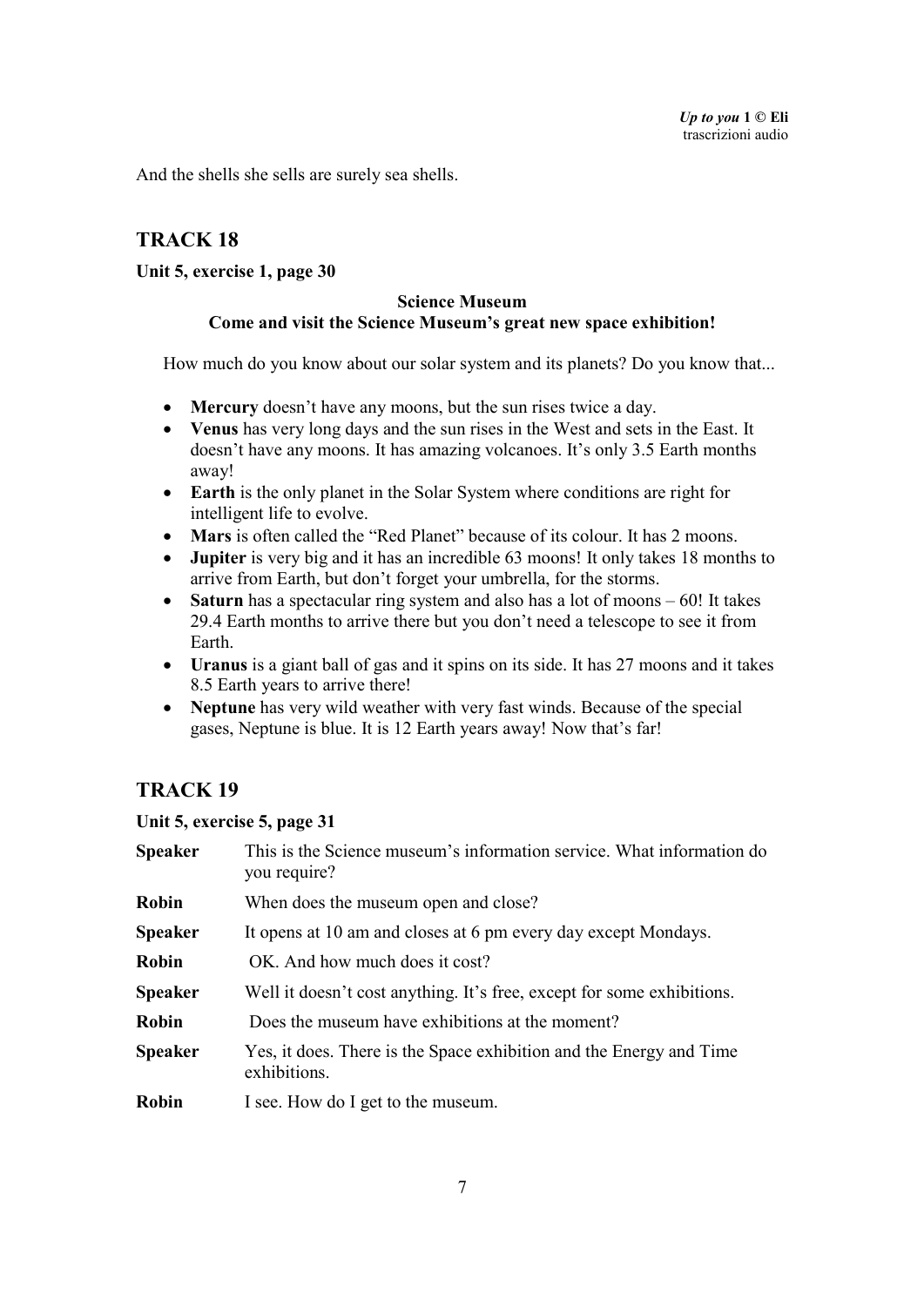And the shells she sells are surely sea shells.

## TRACK 18

**Unit 5, exercise 1, page 30**

**Science Museum**
**Come and visit the Science Museum's great new space exhibition!**

How much do you know about our solar system and its planets? Do you know that...

- **Mercury** doesn't have any moons, but the sun rises twice a day.
- **Venus** has very long days and the sun rises in the West and sets in the East. It doesn't have any moons. It has amazing volcanoes. It's only 3.5 Earth months away!
- **Earth** is the only planet in the Solar System where conditions are right for intelligent life to evolve.
- **Mars** is often called the "Red Planet" because of its colour. It has 2 moons.
- **Jupiter** is very big and it has an incredible 63 moons! It only takes 18 months to arrive from Earth, but don't forget your umbrella, for the storms.
- **Saturn** has a spectacular ring system and also has a lot of moons – 60! It takes 29.4 Earth months to arrive there but you don't need a telescope to see it from Earth.
- **Uranus** is a giant ball of gas and it spins on its side. It has 27 moons and it takes 8.5 Earth years to arrive there!
- **Neptune** has very wild weather with very fast winds. Because of the special gases, Neptune is blue. It is 12 Earth years away! Now that's far!

## TRACK 19

**Unit 5, exercise 5, page 31**

| | |
|---|---|
| **Speaker** | This is the Science museum's information service. What information do you require? |
| **Robin** | When does the museum open and close? |
| **Speaker** | It opens at 10 am and closes at 6 pm every day except Mondays. |
| **Robin** | OK. And how much does it cost? |
| **Speaker** | Well it doesn't cost anything. It's free, except for some exhibitions. |
| **Robin** | Does the museum have exhibitions at the moment? |
| **Speaker** | Yes, it does. There is the Space exhibition and the Energy and Time exhibitions. |
| **Robin** | I see. How do I get to the museum. |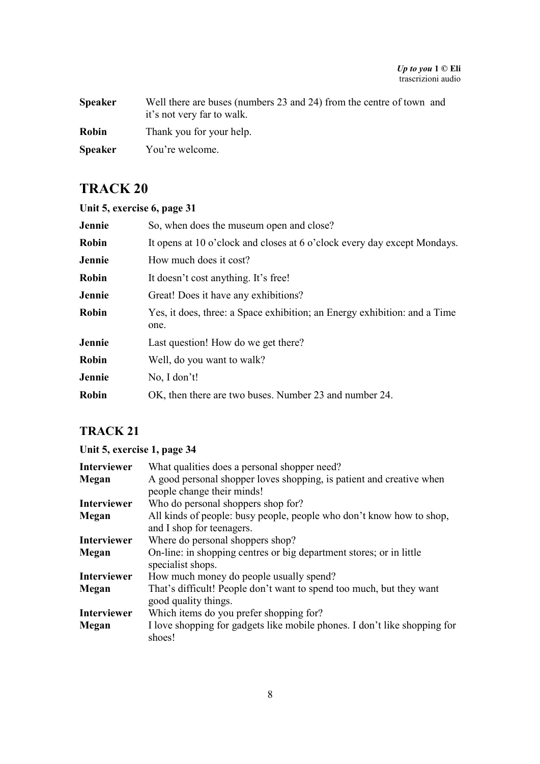**Speaker** Well there are buses (numbers 23 and 24) from the centre of town and it's not very far to walk.

**Robin** Thank you for your help.

**Speaker** You're welcome.

## TRACK 20

**Unit 5, exercise 6, page 31**

**Jennie** So, when does the museum open and close?

**Robin** It opens at 10 o'clock and closes at 6 o'clock every day except Mondays.

**Jennie** How much does it cost?

**Robin** It doesn't cost anything. It's free!

**Jennie** Great! Does it have any exhibitions?

**Robin** Yes, it does, three: a Space exhibition; an Energy exhibition: and a Time one.

**Jennie** Last question! How do we get there?

**Robin** Well, do you want to walk?

**Jennie** No, I don't!

**Robin** OK, then there are two buses. Number 23 and number 24.

## TRACK 21

**Unit 5, exercise 1, page 34**

**Interviewer** What qualities does a personal shopper need?

**Megan** A good personal shopper loves shopping, is patient and creative when people change their minds!

**Interviewer** Who do personal shoppers shop for?

**Megan** All kinds of people: busy people, people who don't know how to shop, and I shop for teenagers.

**Interviewer** Where do personal shoppers shop?

**Megan** On-line: in shopping centres or big department stores; or in little specialist shops.

**Interviewer** How much money do people usually spend?

**Megan** That's difficult! People don't want to spend too much, but they want good quality things.

**Interviewer** Which items do you prefer shopping for?

**Megan** I love shopping for gadgets like mobile phones. I don't like shopping for shoes!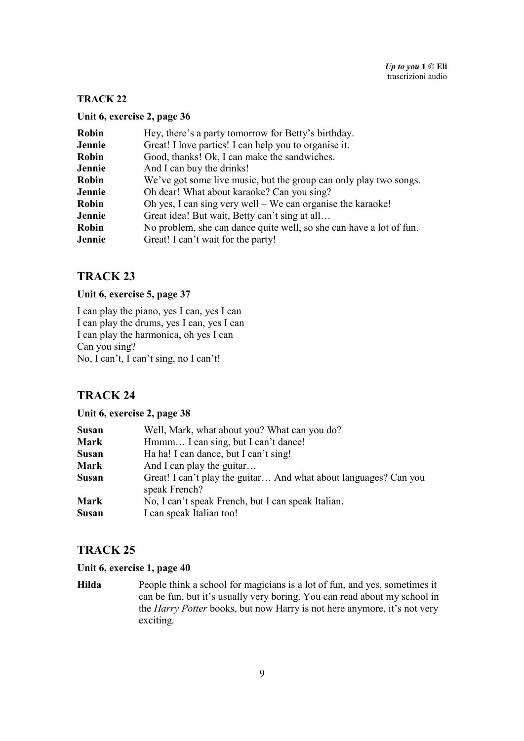## TRACK 22

**Unit 6, exercise 2, page 36**

| | |
|---|---|
| **Robin** | Hey, there's a party tomorrow for Betty's birthday. |
| **Jennie** | Great! I love parties! I can help you to organise it. |
| **Robin** | Good, thanks! Ok, I can make the sandwiches. |
| **Jennie** | And I can buy the drinks! |
| **Robin** | We've got some live music, but the group can only play two songs. |
| **Jennie** | Oh dear! What about karaoke? Can you sing? |
| **Robin** | Oh yes, I can sing very well – We can organise the karaoke! |
| **Jennie** | Great idea! But wait, Betty can't sing at all… |
| **Robin** | No problem, she can dance quite well, so she can have a lot of fun. |
| **Jennie** | Great! I can't wait for the party! |

## TRACK 23

**Unit 6, exercise 5, page 37**

I can play the piano, yes I can, yes I can
I can play the drums, yes I can, yes I can
I can play the harmonica, oh yes I can
Can you sing?
No, I can't, I can't sing, no I can't!

## TRACK 24

**Unit 6, exercise 2, page 38**

| | |
|---|---|
| **Susan** | Well, Mark, what about you? What can you do? |
| **Mark** | Hmmm… I can sing, but I can't dance! |
| **Susan** | Ha ha! I can dance, but I can't sing! |
| **Mark** | And I can play the guitar… |
| **Susan** | Great! I can't play the guitar… And what about languages? Can you speak French? |
| **Mark** | No, I can't speak French, but I can speak Italian. |
| **Susan** | I can speak Italian too! |

## TRACK 25

**Unit 6, exercise 1, page 40**

| | |
|---|---|
| **Hilda** | People think a school for magicians is a lot of fun, and yes, sometimes it can be fun, but it's usually very boring. You can read about my school in the *Harry Potter* books, but now Harry is not here anymore, it's not very exciting. |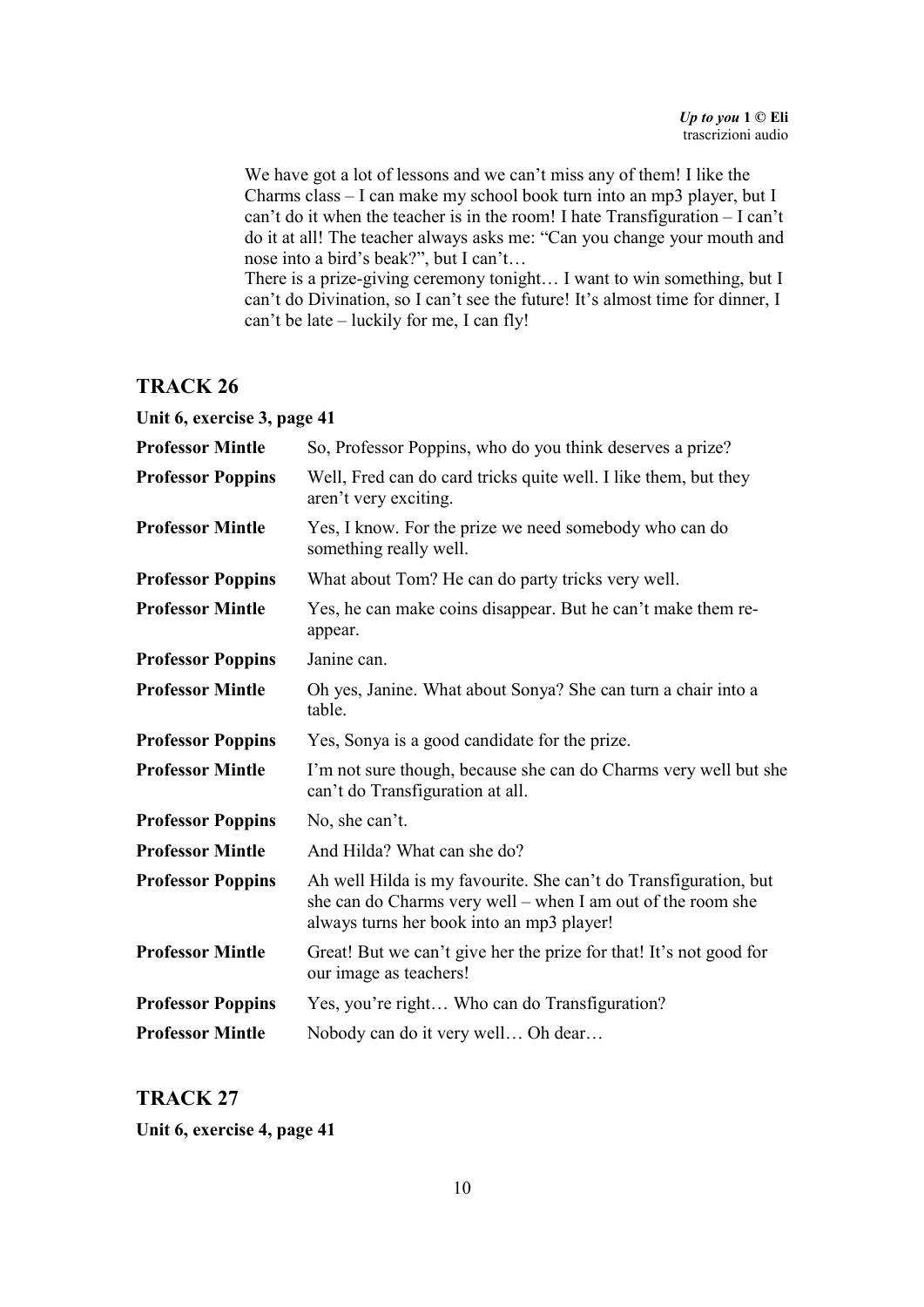We have got a lot of lessons and we can't miss any of them! I like the Charms class – I can make my school book turn into an mp3 player, but I can't do it when the teacher is in the room! I hate Transfiguration – I can't do it at all! The teacher always asks me: "Can you change your mouth and nose into a bird's beak?", but I can't…
There is a prize-giving ceremony tonight… I want to win something, but I can't do Divination, so I can't see the future! It's almost time for dinner, I can't be late – luckily for me, I can fly!

## TRACK 26

**Unit 6, exercise 3, page 41**

| | |
|---|---|
| **Professor Mintle** | So, Professor Poppins, who do you think deserves a prize? |
| **Professor Poppins** | Well, Fred can do card tricks quite well. I like them, but they aren't very exciting. |
| **Professor Mintle** | Yes, I know. For the prize we need somebody who can do something really well. |
| **Professor Poppins** | What about Tom? He can do party tricks very well. |
| **Professor Mintle** | Yes, he can make coins disappear. But he can't make them re-appear. |
| **Professor Poppins** | Janine can. |
| **Professor Mintle** | Oh yes, Janine. What about Sonya? She can turn a chair into a table. |
| **Professor Poppins** | Yes, Sonya is a good candidate for the prize. |
| **Professor Mintle** | I'm not sure though, because she can do Charms very well but she can't do Transfiguration at all. |
| **Professor Poppins** | No, she can't. |
| **Professor Mintle** | And Hilda? What can she do? |
| **Professor Poppins** | Ah well Hilda is my favourite. She can't do Transfiguration, but she can do Charms very well – when I am out of the room she always turns her book into an mp3 player! |
| **Professor Mintle** | Great! But we can't give her the prize for that! It's not good for our image as teachers! |
| **Professor Poppins** | Yes, you're right… Who can do Transfiguration? |
| **Professor Mintle** | Nobody can do it very well… Oh dear… |

## TRACK 27

**Unit 6, exercise 4, page 41**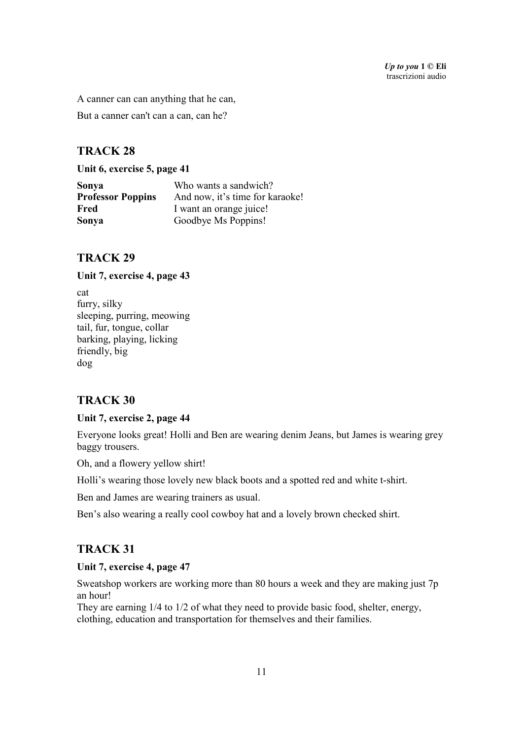A canner can can anything that he can,

But a canner can't can a can, can he?

## TRACK 28

**Unit 6, exercise 5, page 41**

| | |
|---|---|
| **Sonya** | Who wants a sandwich? |
| **Professor Poppins** | And now, it's time for karaoke! |
| **Fred** | I want an orange juice! |
| **Sonya** | Goodbye Ms Poppins! |

## TRACK 29

**Unit 7, exercise 4, page 43**

cat
furry, silky
sleeping, purring, meowing
tail, fur, tongue, collar
barking, playing, licking
friendly, big
dog

## TRACK 30

**Unit 7, exercise 2, page 44**

Everyone looks great! Holli and Ben are wearing denim Jeans, but James is wearing grey baggy trousers.

Oh, and a flowery yellow shirt!

Holli's wearing those lovely new black boots and a spotted red and white t-shirt.

Ben and James are wearing trainers as usual.

Ben's also wearing a really cool cowboy hat and a lovely brown checked shirt.

## TRACK 31

**Unit 7, exercise 4, page 47**

Sweatshop workers are working more than 80 hours a week and they are making just 7p an hour!
They are earning 1/4 to 1/2 of what they need to provide basic food, shelter, energy, clothing, education and transportation for themselves and their families.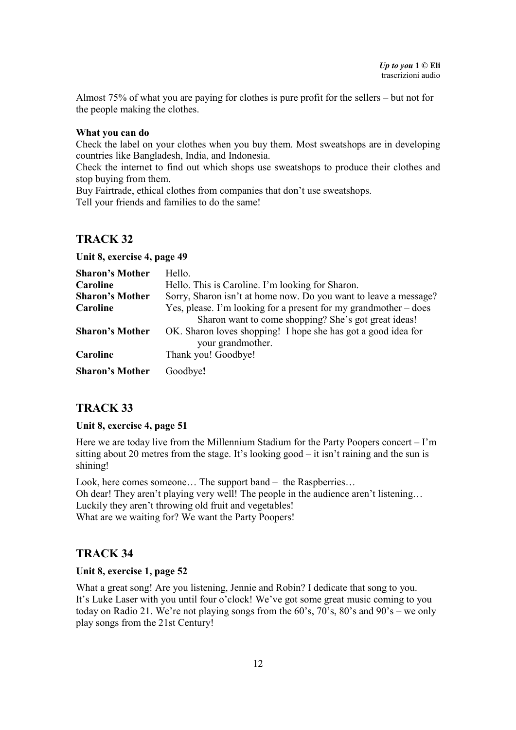Almost 75% of what you are paying for clothes is pure profit for the sellers – but not for the people making the clothes.

**What you can do**

Check the label on your clothes when you buy them. Most sweatshops are in developing countries like Bangladesh, India, and Indonesia.

Check the internet to find out which shops use sweatshops to produce their clothes and stop buying from them.

Buy Fairtrade, ethical clothes from companies that don't use sweatshops.

Tell your friends and families to do the same!

## TRACK 32

**Unit 8, exercise 4, page 49**

| | |
|---|---|
| **Sharon's Mother** | Hello. |
| **Caroline** | Hello. This is Caroline. I'm looking for Sharon. |
| **Sharon's Mother** | Sorry, Sharon isn't at home now. Do you want to leave a message? |
| **Caroline** | Yes, please. I'm looking for a present for my grandmother – does Sharon want to come shopping? She's got great ideas! |
| **Sharon's Mother** | OK. Sharon loves shopping! I hope she has got a good idea for your grandmother. |
| **Caroline** | Thank you! Goodbye! |
| **Sharon's Mother** | Goodbye**!** |

## TRACK 33

**Unit 8, exercise 4, page 51**

Here we are today live from the Millennium Stadium for the Party Poopers concert – I'm sitting about 20 metres from the stage. It's looking good – it isn't raining and the sun is shining!

Look, here comes someone… The support band – the Raspberries…
Oh dear! They aren't playing very well! The people in the audience aren't listening…
Luckily they aren't throwing old fruit and vegetables!
What are we waiting for? We want the Party Poopers!

## TRACK 34

**Unit 8, exercise 1, page 52**

What a great song! Are you listening, Jennie and Robin? I dedicate that song to you.
It's Luke Laser with you until four o'clock! We've got some great music coming to you today on Radio 21. We're not playing songs from the 60's, 70's, 80's and 90's – we only play songs from the 21st Century!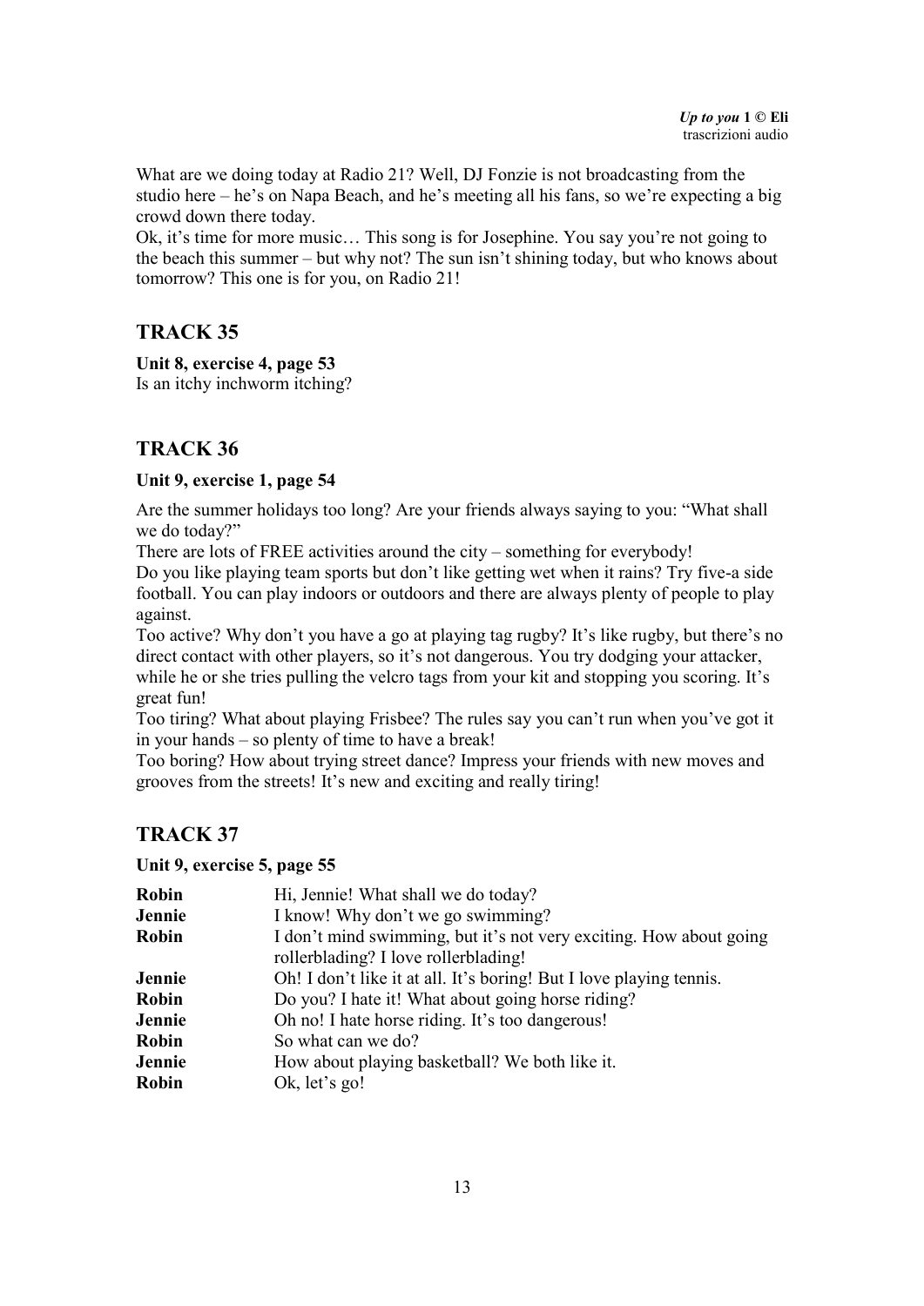What are we doing today at Radio 21? Well, DJ Fonzie is not broadcasting from the studio here – he's on Napa Beach, and he's meeting all his fans, so we're expecting a big crowd down there today.
Ok, it's time for more music… This song is for Josephine. You say you're not going to the beach this summer – but why not? The sun isn't shining today, but who knows about tomorrow? This one is for you, on Radio 21!

## TRACK 35

**Unit 8, exercise 4, page 53**
Is an itchy inchworm itching?

## TRACK 36

**Unit 9, exercise 1, page 54**

Are the summer holidays too long? Are your friends always saying to you: "What shall we do today?"
There are lots of FREE activities around the city – something for everybody!
Do you like playing team sports but don't like getting wet when it rains? Try five-a side football. You can play indoors or outdoors and there are always plenty of people to play against.
Too active? Why don't you have a go at playing tag rugby? It's like rugby, but there's no direct contact with other players, so it's not dangerous. You try dodging your attacker, while he or she tries pulling the velcro tags from your kit and stopping you scoring. It's great fun!
Too tiring? What about playing Frisbee? The rules say you can't run when you've got it in your hands – so plenty of time to have a break!
Too boring? How about trying street dance? Impress your friends with new moves and grooves from the streets! It's new and exciting and really tiring!

## TRACK 37

**Unit 9, exercise 5, page 55**

| | |
|---|---|
| **Robin** | Hi, Jennie! What shall we do today? |
| **Jennie** | I know! Why don't we go swimming? |
| **Robin** | I don't mind swimming, but it's not very exciting. How about going rollerblading? I love rollerblading! |
| **Jennie** | Oh! I don't like it at all. It's boring! But I love playing tennis. |
| **Robin** | Do you? I hate it! What about going horse riding? |
| **Jennie** | Oh no! I hate horse riding. It's too dangerous! |
| **Robin** | So what can we do? |
| **Jennie** | How about playing basketball? We both like it. |
| **Robin** | Ok, let's go! |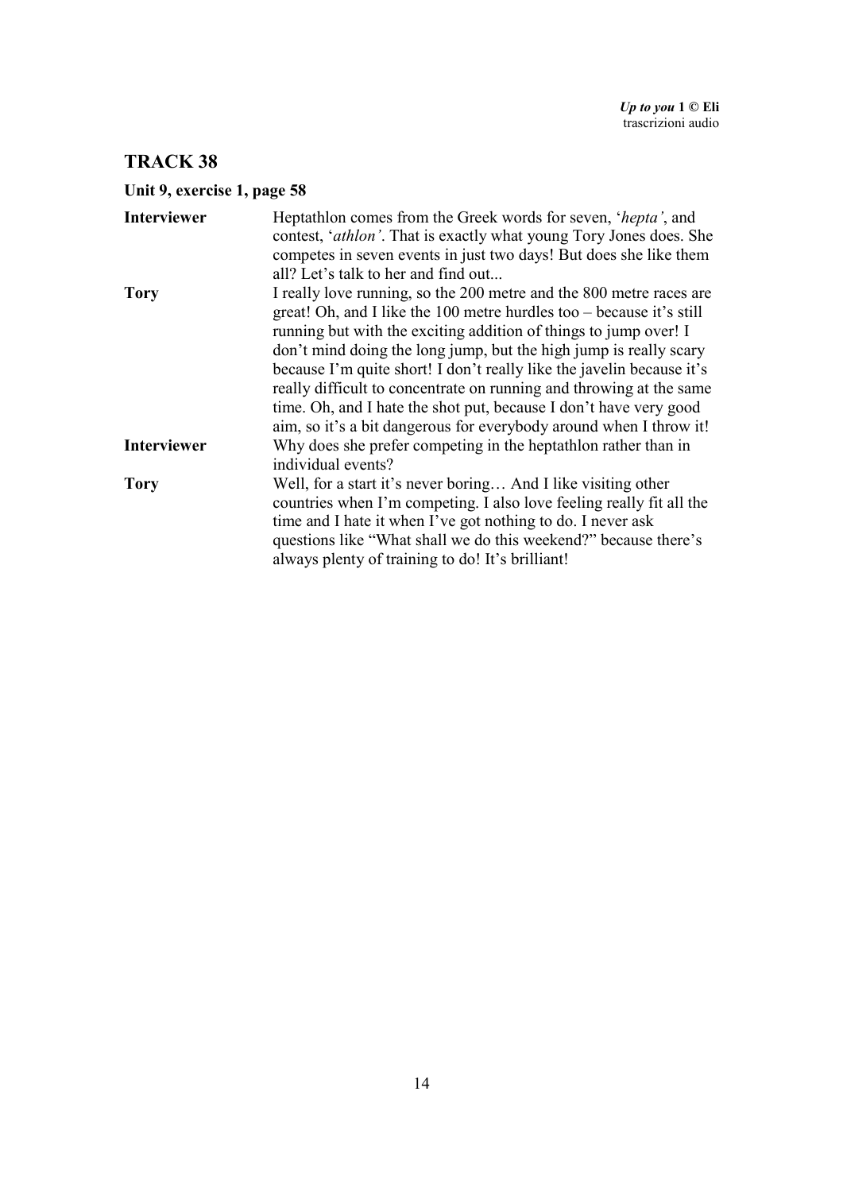## TRACK 38

### Unit 9, exercise 1, page 58

**Interviewer** Heptathlon comes from the Greek words for seven, '*hepta'*, and contest, '*athlon'*. That is exactly what young Tory Jones does. She competes in seven events in just two days! But does she like them all? Let's talk to her and find out...

**Tory** I really love running, so the 200 metre and the 800 metre races are great! Oh, and I like the 100 metre hurdles too – because it's still running but with the exciting addition of things to jump over! I don't mind doing the long jump, but the high jump is really scary because I'm quite short! I don't really like the javelin because it's really difficult to concentrate on running and throwing at the same time. Oh, and I hate the shot put, because I don't have very good aim, so it's a bit dangerous for everybody around when I throw it!

**Interviewer** Why does she prefer competing in the heptathlon rather than in individual events?

**Tory** Well, for a start it's never boring… And I like visiting other countries when I'm competing. I also love feeling really fit all the time and I hate it when I've got nothing to do. I never ask questions like "What shall we do this weekend?" because there's always plenty of training to do! It's brilliant!